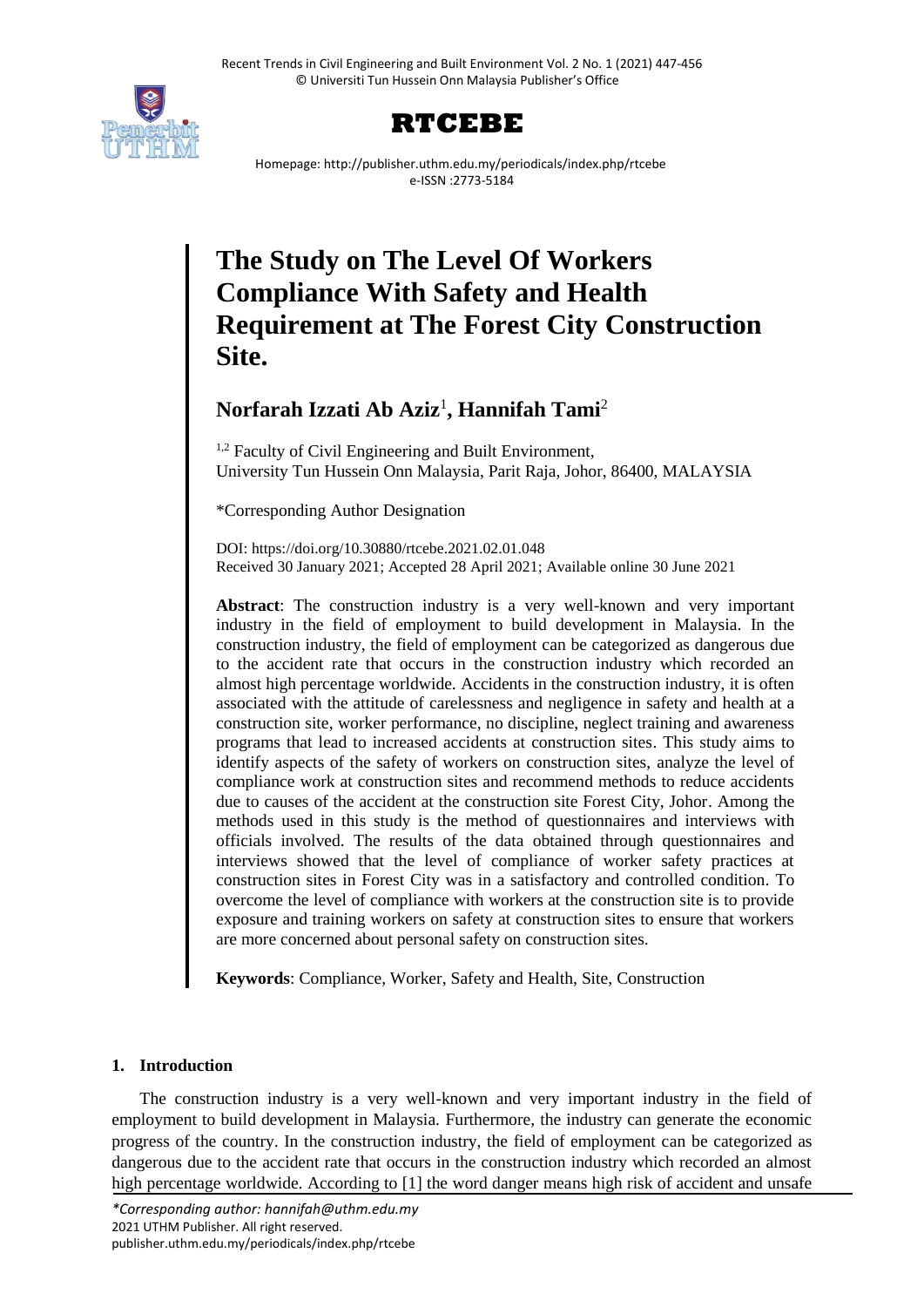# The Study on The Level Of Workers Compliance With Safety and Health Requirement at The Forest City Construction Site.

**Norfarah Izzati Ab Aziz**[1]**, Hannifah Tami**[2]

[1,2] Faculty of Civil Engineering and Built Environment, University Tun Hussein Onn Malaysia, Parit Raja, Johor, 86400, MALAYSIA

*Corresponding Author Designation

DOI: https://doi.org/10.30880/rtcebe.2021.02.01.048
Received 30 January 2021; Accepted 28 April 2021; Available online 30 June 2021

**Abstract**: The construction industry is a very well-known and very important industry in the field of employment to build development in Malaysia. In the construction industry, the field of employment can be categorized as dangerous due to the accident rate that occurs in the construction industry which recorded an almost high percentage worldwide. Accidents in the construction industry, it is often associated with the attitude of carelessness and negligence in safety and health at a construction site, worker performance, no discipline, neglect training and awareness programs that lead to increased accidents at construction sites. This study aims to identify aspects of the safety of workers on construction sites, analyze the level of compliance work at construction sites and recommend methods to reduce accidents due to causes of the accident at the construction site Forest City, Johor. Among the methods used in this study is the method of questionnaires and interviews with officials involved. The results of the data obtained through questionnaires and interviews showed that the level of compliance of worker safety practices at construction sites in Forest City was in a satisfactory and controlled condition. To overcome the level of compliance with workers at the construction site is to provide exposure and training workers on safety at construction sites to ensure that workers are more concerned about personal safety on construction sites.

**Keywords**: Compliance, Worker, Safety and Health, Site, Construction

## 1. Introduction

The construction industry is a very well-known and very important industry in the field of employment to build development in Malaysia. Furthermore, the industry can generate the economic progress of the country. In the construction industry, the field of employment can be categorized as dangerous due to the accident rate that occurs in the construction industry which recorded an almost high percentage worldwide. According to [1] the word danger means high risk of accident and unsafe

*Corresponding author: hannifah@uthm.edu.my
2021 UTHM Publisher. All right reserved.
publisher.uthm.edu.my/periodicals/index.php/rtcebe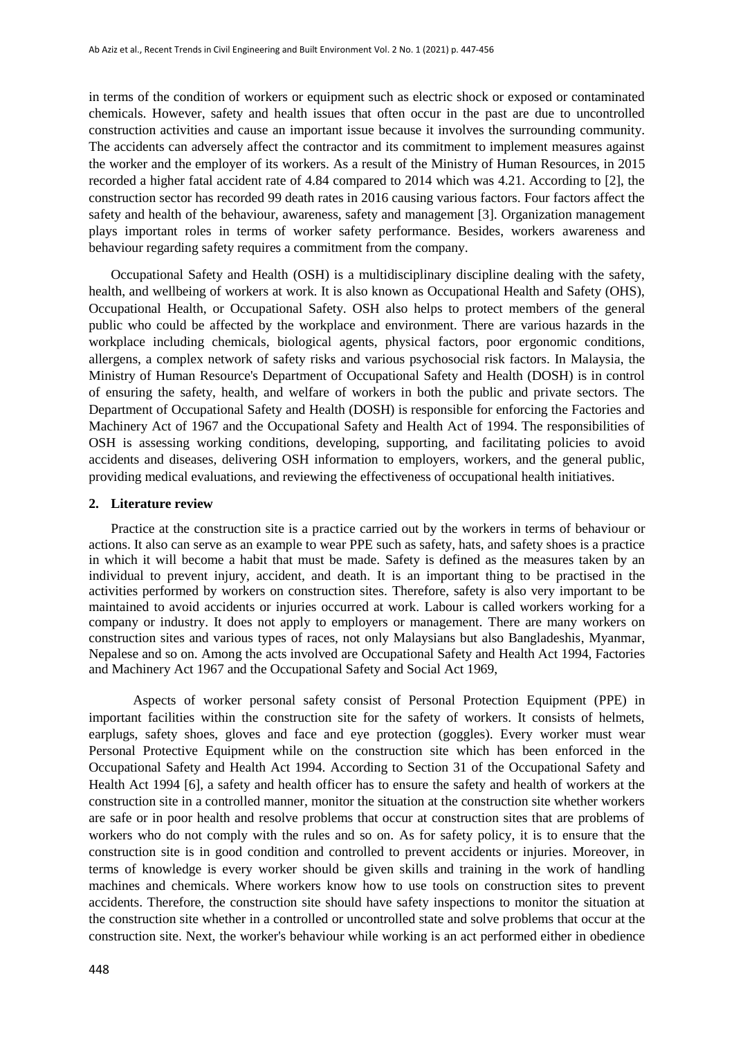in terms of the condition of workers or equipment such as electric shock or exposed or contaminated chemicals. However, safety and health issues that often occur in the past are due to uncontrolled construction activities and cause an important issue because it involves the surrounding community. The accidents can adversely affect the contractor and its commitment to implement measures against the worker and the employer of its workers. As a result of the Ministry of Human Resources, in 2015 recorded a higher fatal accident rate of 4.84 compared to 2014 which was 4.21. According to [2], the construction sector has recorded 99 death rates in 2016 causing various factors. Four factors affect the safety and health of the behaviour, awareness, safety and management [3]. Organization management plays important roles in terms of worker safety performance. Besides, workers awareness and behaviour regarding safety requires a commitment from the company.

Occupational Safety and Health (OSH) is a multidisciplinary discipline dealing with the safety, health, and wellbeing of workers at work. It is also known as Occupational Health and Safety (OHS), Occupational Health, or Occupational Safety. OSH also helps to protect members of the general public who could be affected by the workplace and environment. There are various hazards in the workplace including chemicals, biological agents, physical factors, poor ergonomic conditions, allergens, a complex network of safety risks and various psychosocial risk factors. In Malaysia, the Ministry of Human Resource's Department of Occupational Safety and Health (DOSH) is in control of ensuring the safety, health, and welfare of workers in both the public and private sectors. The Department of Occupational Safety and Health (DOSH) is responsible for enforcing the Factories and Machinery Act of 1967 and the Occupational Safety and Health Act of 1994. The responsibilities of OSH is assessing working conditions, developing, supporting, and facilitating policies to avoid accidents and diseases, delivering OSH information to employers, workers, and the general public, providing medical evaluations, and reviewing the effectiveness of occupational health initiatives.

## 2. Literature review

Practice at the construction site is a practice carried out by the workers in terms of behaviour or actions. It also can serve as an example to wear PPE such as safety, hats, and safety shoes is a practice in which it will become a habit that must be made. Safety is defined as the measures taken by an individual to prevent injury, accident, and death. It is an important thing to be practised in the activities performed by workers on construction sites. Therefore, safety is also very important to be maintained to avoid accidents or injuries occurred at work. Labour is called workers working for a company or industry. It does not apply to employers or management. There are many workers on construction sites and various types of races, not only Malaysians but also Bangladeshis, Myanmar, Nepalese and so on. Among the acts involved are Occupational Safety and Health Act 1994, Factories and Machinery Act 1967 and the Occupational Safety and Social Act 1969,

Aspects of worker personal safety consist of Personal Protection Equipment (PPE) in important facilities within the construction site for the safety of workers. It consists of helmets, earplugs, safety shoes, gloves and face and eye protection (goggles). Every worker must wear Personal Protective Equipment while on the construction site which has been enforced in the Occupational Safety and Health Act 1994. According to Section 31 of the Occupational Safety and Health Act 1994 [6], a safety and health officer has to ensure the safety and health of workers at the construction site in a controlled manner, monitor the situation at the construction site whether workers are safe or in poor health and resolve problems that occur at construction sites that are problems of workers who do not comply with the rules and so on. As for safety policy, it is to ensure that the construction site is in good condition and controlled to prevent accidents or injuries. Moreover, in terms of knowledge is every worker should be given skills and training in the work of handling machines and chemicals. Where workers know how to use tools on construction sites to prevent accidents. Therefore, the construction site should have safety inspections to monitor the situation at the construction site whether in a controlled or uncontrolled state and solve problems that occur at the construction site. Next, the worker's behaviour while working is an act performed either in obedience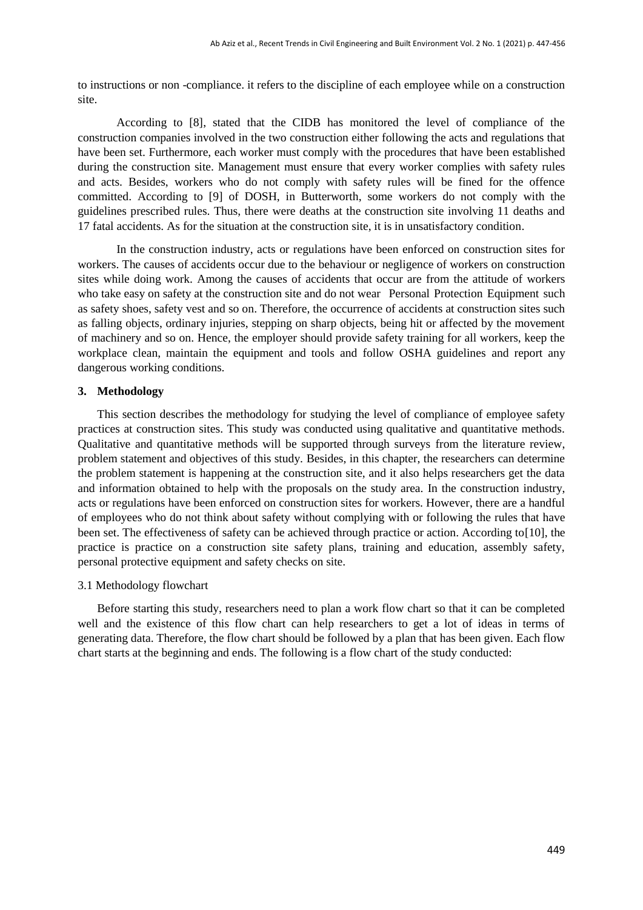to instructions or non -compliance. it refers to the discipline of each employee while on a construction site.

According to [8], stated that the CIDB has monitored the level of compliance of the construction companies involved in the two construction either following the acts and regulations that have been set. Furthermore, each worker must comply with the procedures that have been established during the construction site. Management must ensure that every worker complies with safety rules and acts. Besides, workers who do not comply with safety rules will be fined for the offence committed. According to [9] of DOSH, in Butterworth, some workers do not comply with the guidelines prescribed rules. Thus, there were deaths at the construction site involving 11 deaths and 17 fatal accidents. As for the situation at the construction site, it is in unsatisfactory condition.

In the construction industry, acts or regulations have been enforced on construction sites for workers. The causes of accidents occur due to the behaviour or negligence of workers on construction sites while doing work. Among the causes of accidents that occur are from the attitude of workers who take easy on safety at the construction site and do not wear Personal Protection Equipment such as safety shoes, safety vest and so on. Therefore, the occurrence of accidents at construction sites such as falling objects, ordinary injuries, stepping on sharp objects, being hit or affected by the movement of machinery and so on. Hence, the employer should provide safety training for all workers, keep the workplace clean, maintain the equipment and tools and follow OSHA guidelines and report any dangerous working conditions.

## 3. Methodology

This section describes the methodology for studying the level of compliance of employee safety practices at construction sites. This study was conducted using qualitative and quantitative methods. Qualitative and quantitative methods will be supported through surveys from the literature review, problem statement and objectives of this study. Besides, in this chapter, the researchers can determine the problem statement is happening at the construction site, and it also helps researchers get the data and information obtained to help with the proposals on the study area. In the construction industry, acts or regulations have been enforced on construction sites for workers. However, there are a handful of employees who do not think about safety without complying with or following the rules that have been set. The effectiveness of safety can be achieved through practice or action. According to[10], the practice is practice on a construction site safety plans, training and education, assembly safety, personal protective equipment and safety checks on site.

### 3.1 Methodology flowchart

Before starting this study, researchers need to plan a work flow chart so that it can be completed well and the existence of this flow chart can help researchers to get a lot of ideas in terms of generating data. Therefore, the flow chart should be followed by a plan that has been given. Each flow chart starts at the beginning and ends. The following is a flow chart of the study conducted: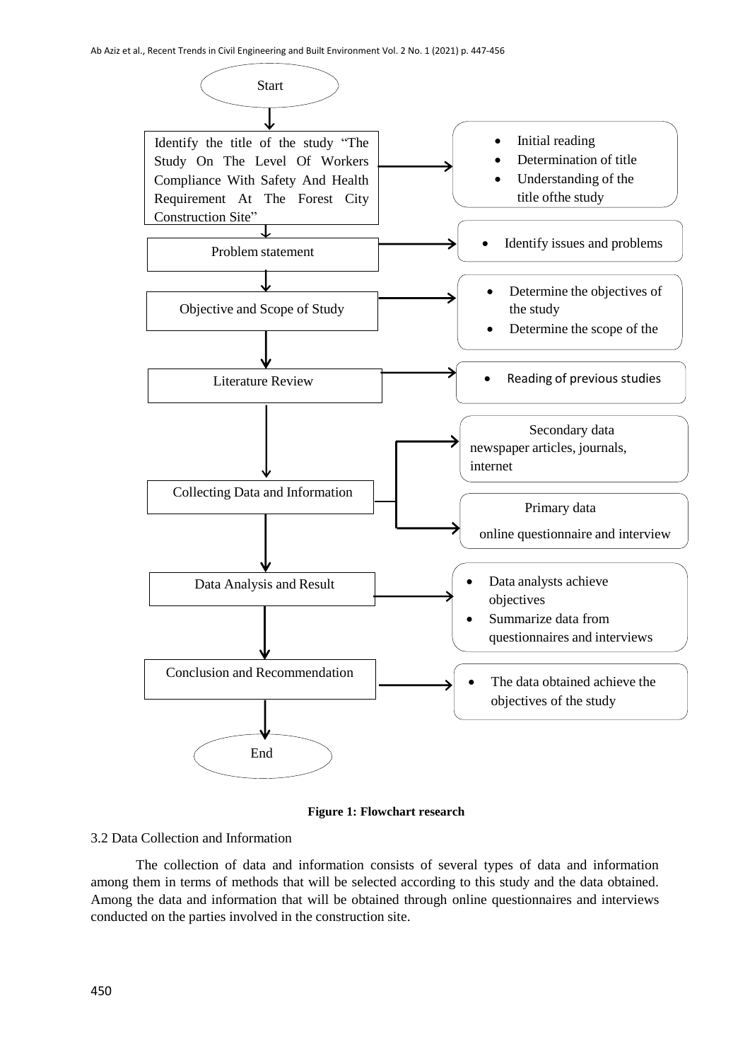Start

Identify the title of the study "The Study On The Level Of Workers Compliance With Safety And Health Requirement At The Forest City Construction Site"

- Initial reading
- Determination of title
- Understanding of the title ofthe study

Problem statement

- Identify issues and problems

Objective and Scope of Study

- Determine the objectives of the study
- Determine the scope of the

Literature Review

- Reading of previous studies

Collecting Data and Information

Secondary data
newspaper articles, journals, internet

Primary data
online questionnaire and interview

Data Analysis and Result

- Data analysts achieve objectives
- Summarize data from questionnaires and interviews

Conclusion and Recommendation

- The data obtained achieve the objectives of the study

End

**Figure 1: Flowchart research**

3.2 Data Collection and Information

The collection of data and information consists of several types of data and information among them in terms of methods that will be selected according to this study and the data obtained. Among the data and information that will be obtained through online questionnaires and interviews conducted on the parties involved in the construction site.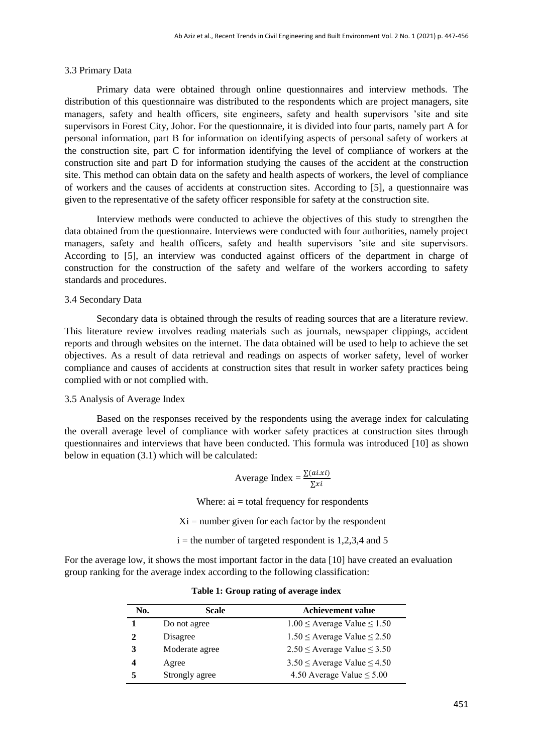### 3.3 Primary Data

Primary data were obtained through online questionnaires and interview methods. The distribution of this questionnaire was distributed to the respondents which are project managers, site managers, safety and health officers, site engineers, safety and health supervisors 'site and site supervisors in Forest City, Johor. For the questionnaire, it is divided into four parts, namely part A for personal information, part B for information on identifying aspects of personal safety of workers at the construction site, part C for information identifying the level of compliance of workers at the construction site and part D for information studying the causes of the accident at the construction site. This method can obtain data on the safety and health aspects of workers, the level of compliance of workers and the causes of accidents at construction sites. According to [5], a questionnaire was given to the representative of the safety officer responsible for safety at the construction site.

Interview methods were conducted to achieve the objectives of this study to strengthen the data obtained from the questionnaire. Interviews were conducted with four authorities, namely project managers, safety and health officers, safety and health supervisors 'site and site supervisors. According to [5], an interview was conducted against officers of the department in charge of construction for the construction of the safety and welfare of the workers according to safety standards and procedures.

### 3.4 Secondary Data

Secondary data is obtained through the results of reading sources that are a literature review. This literature review involves reading materials such as journals, newspaper clippings, accident reports and through websites on the internet. The data obtained will be used to help to achieve the set objectives. As a result of data retrieval and readings on aspects of worker safety, level of worker compliance and causes of accidents at construction sites that result in worker safety practices being complied with or not complied with.

### 3.5 Analysis of Average Index

Based on the responses received by the respondents using the average index for calculating the overall average level of compliance with worker safety practices at construction sites through questionnaires and interviews that have been conducted. This formula was introduced [10] as shown below in equation (3.1) which will be calculated:

$$\text{Average Index} = \frac{\sum(ai.xi)}{\sum xi}$$

Where: ai = total frequency for respondents

Xi = number given for each factor by the respondent

i = the number of targeted respondent is 1,2,3,4 and 5

For the average low, it shows the most important factor in the data [10] have created an evaluation group ranking for the average index according to the following classification:

**Table 1: Group rating of average index**

| No. | Scale | Achievement value |
|---|---|---|
| **1** | Do not agree | $1.00 \leq$ Average Value $\leq 1.50$ |
| **2** | Disagree | $1.50 \leq$ Average Value $\leq 2.50$ |
| **3** | Moderate agree | $2.50 \leq$ Average Value $\leq 3.50$ |
| **4** | Agree | $3.50 \leq$ Average Value $\leq 4.50$ |
| **5** | Strongly agree | 4.50 Average Value $\leq 5.00$ |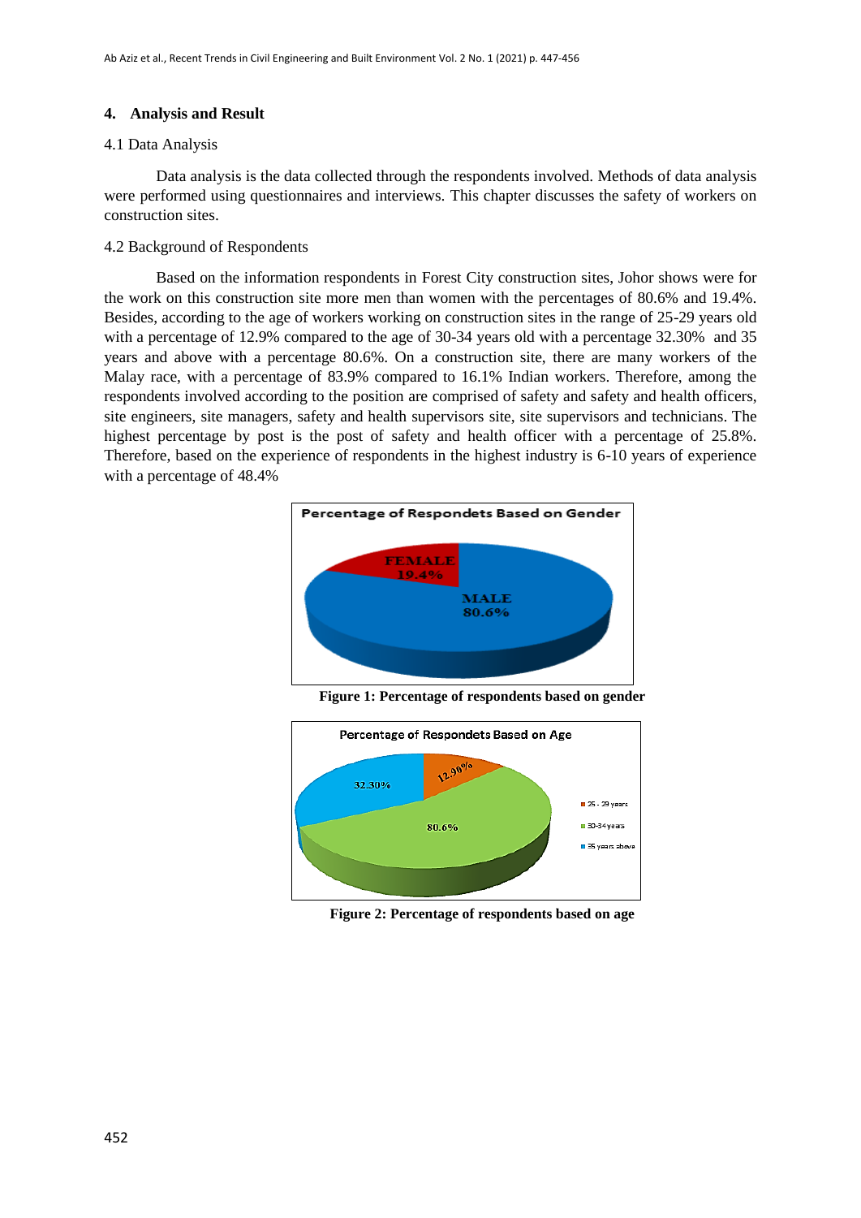## 4. Analysis and Result

### 4.1 Data Analysis

Data analysis is the data collected through the respondents involved. Methods of data analysis were performed using questionnaires and interviews. This chapter discusses the safety of workers on construction sites.

### 4.2 Background of Respondents

Based on the information respondents in Forest City construction sites, Johor shows were for the work on this construction site more men than women with the percentages of 80.6% and 19.4%. Besides, according to the age of workers working on construction sites in the range of 25-29 years old with a percentage of 12.9% compared to the age of 30-34 years old with a percentage 32.30% and 35 years and above with a percentage 80.6%. On a construction site, there are many workers of the Malay race, with a percentage of 83.9% compared to 16.1% Indian workers. Therefore, among the respondents involved according to the position are comprised of safety and safety and health officers, site engineers, site managers, safety and health supervisors site, site supervisors and technicians. The highest percentage by post is the post of safety and health officer with a percentage of 25.8%. Therefore, based on the experience of respondents in the highest industry is 6-10 years of experience with a percentage of 48.4%

**Figure 1: Percentage of respondents based on gender**

**Figure 2: Percentage of respondents based on age**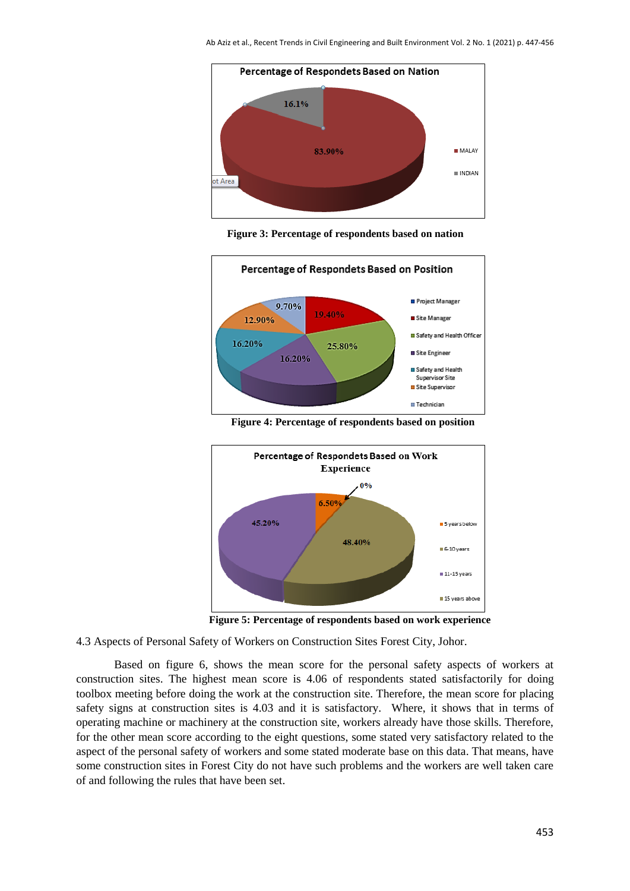**Figure 3: Percentage of respondents based on nation**

**Figure 4: Percentage of respondents based on position**

**Figure 5: Percentage of respondents based on work experience**

4.3 Aspects of Personal Safety of Workers on Construction Sites Forest City, Johor.

Based on figure 6, shows the mean score for the personal safety aspects of workers at construction sites. The highest mean score is 4.06 of respondents stated satisfactorily for doing toolbox meeting before doing the work at the construction site. Therefore, the mean score for placing safety signs at construction sites is 4.03 and it is satisfactory. Where, it shows that in terms of operating machine or machinery at the construction site, workers already have those skills. Therefore, for the other mean score according to the eight questions, some stated very satisfactory related to the aspect of the personal safety of workers and some stated moderate base on this data. That means, have some construction sites in Forest City do not have such problems and the workers are well taken care of and following the rules that have been set.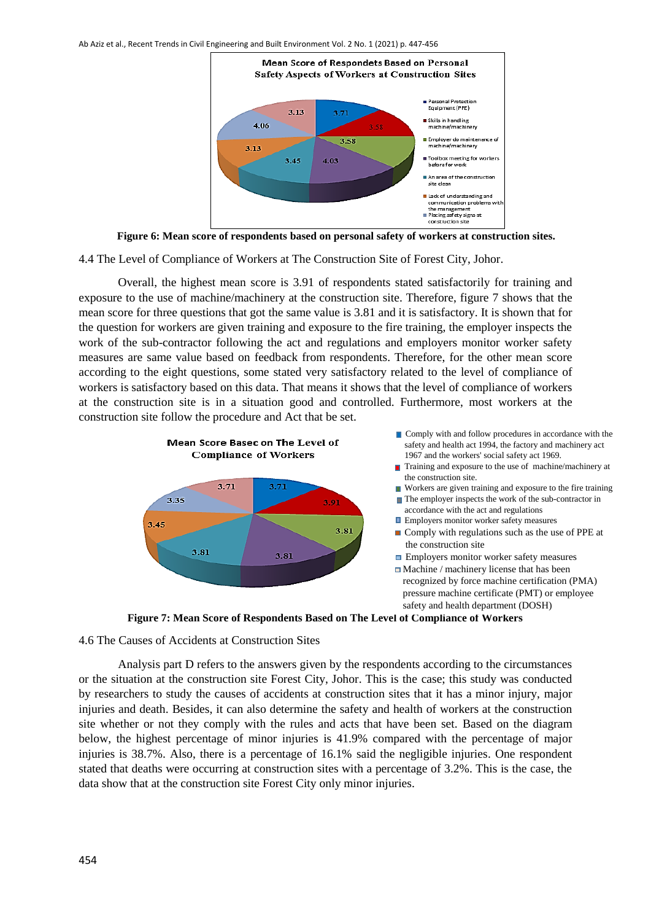Figure 6: Mean score of respondents based on personal safety of workers at construction sites.

4.4 The Level of Compliance of Workers at The Construction Site of Forest City, Johor.

Overall, the highest mean score is 3.91 of respondents stated satisfactorily for training and exposure to the use of machine/machinery at the construction site. Therefore, figure 7 shows that the mean score for three questions that got the same value is 3.81 and it is satisfactory. It is shown that for the question for workers are given training and exposure to the fire training, the employer inspects the work of the sub-contractor following the act and regulations and employers monitor worker safety measures are same value based on feedback from respondents. Therefore, for the other mean score according to the eight questions, some stated very satisfactory related to the level of compliance of workers is satisfactory based on this data. That means it shows that the level of compliance of workers at the construction site is in a situation good and controlled. Furthermore, most workers at the construction site follow the procedure and Act that be set.

Figure 7: Mean Score of Respondents Based on The Level of Compliance of Workers

4.6 The Causes of Accidents at Construction Sites

Analysis part D refers to the answers given by the respondents according to the circumstances or the situation at the construction site Forest City, Johor. This is the case; this study was conducted by researchers to study the causes of accidents at construction sites that it has a minor injury, major injuries and death. Besides, it can also determine the safety and health of workers at the construction site whether or not they comply with the rules and acts that have been set. Based on the diagram below, the highest percentage of minor injuries is 41.9% compared with the percentage of major injuries is 38.7%. Also, there is a percentage of 16.1% said the negligible injuries. One respondent stated that deaths were occurring at construction sites with a percentage of 3.2%. This is the case, the data show that at the construction site Forest City only minor injuries.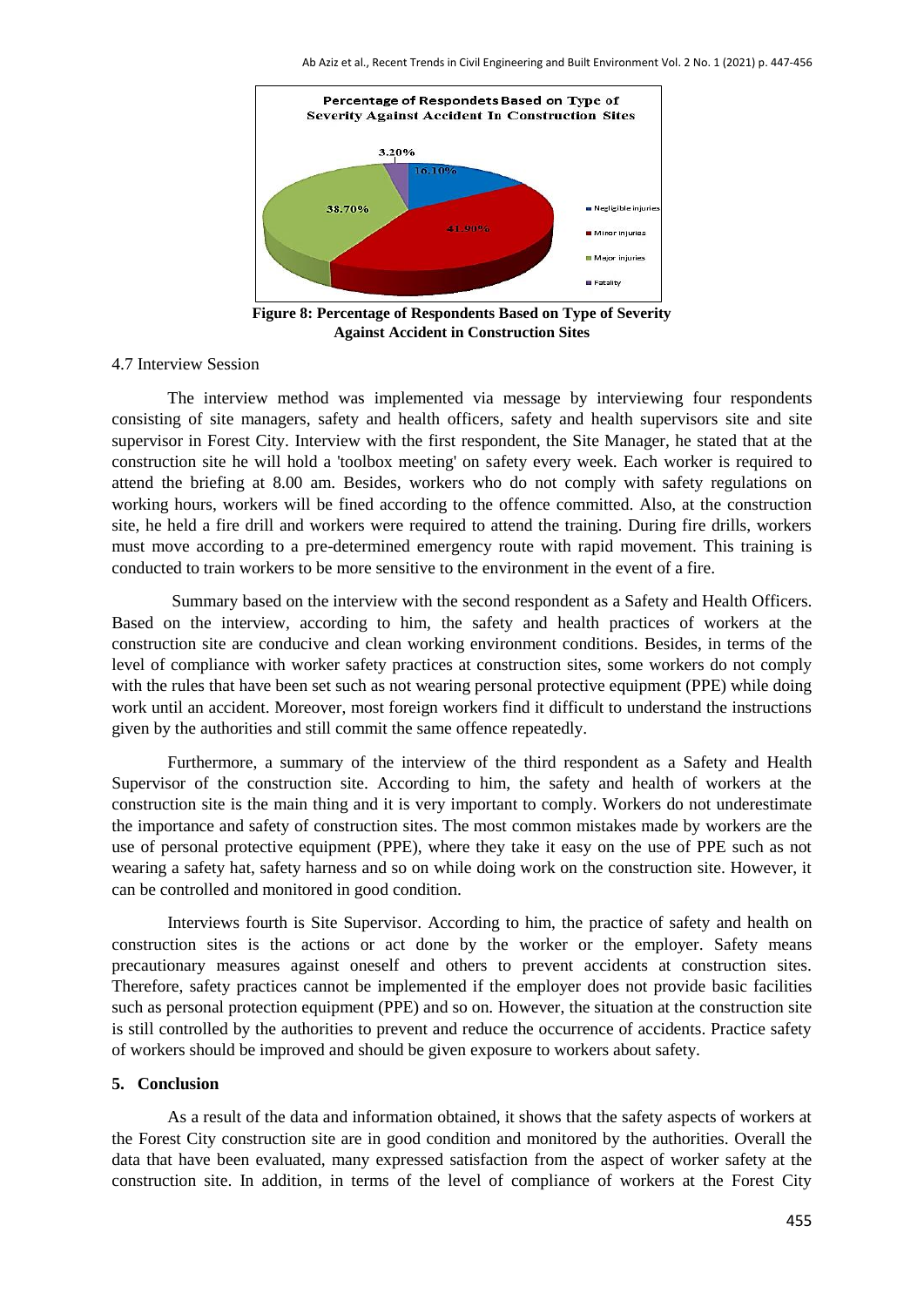**Figure 8: Percentage of Respondents Based on Type of Severity Against Accident in Construction Sites**

4.7 Interview Session

The interview method was implemented via message by interviewing four respondents consisting of site managers, safety and health officers, safety and health supervisors site and site supervisor in Forest City. Interview with the first respondent, the Site Manager, he stated that at the construction site he will hold a 'toolbox meeting' on safety every week. Each worker is required to attend the briefing at 8.00 am. Besides, workers who do not comply with safety regulations on working hours, workers will be fined according to the offence committed. Also, at the construction site, he held a fire drill and workers were required to attend the training. During fire drills, workers must move according to a pre-determined emergency route with rapid movement. This training is conducted to train workers to be more sensitive to the environment in the event of a fire.

Summary based on the interview with the second respondent as a Safety and Health Officers. Based on the interview, according to him, the safety and health practices of workers at the construction site are conducive and clean working environment conditions. Besides, in terms of the level of compliance with worker safety practices at construction sites, some workers do not comply with the rules that have been set such as not wearing personal protective equipment (PPE) while doing work until an accident. Moreover, most foreign workers find it difficult to understand the instructions given by the authorities and still commit the same offence repeatedly.

Furthermore, a summary of the interview of the third respondent as a Safety and Health Supervisor of the construction site. According to him, the safety and health of workers at the construction site is the main thing and it is very important to comply. Workers do not underestimate the importance and safety of construction sites. The most common mistakes made by workers are the use of personal protective equipment (PPE), where they take it easy on the use of PPE such as not wearing a safety hat, safety harness and so on while doing work on the construction site. However, it can be controlled and monitored in good condition.

Interviews fourth is Site Supervisor. According to him, the practice of safety and health on construction sites is the actions or act done by the worker or the employer. Safety means precautionary measures against oneself and others to prevent accidents at construction sites. Therefore, safety practices cannot be implemented if the employer does not provide basic facilities such as personal protection equipment (PPE) and so on. However, the situation at the construction site is still controlled by the authorities to prevent and reduce the occurrence of accidents. Practice safety of workers should be improved and should be given exposure to workers about safety.

## 5. Conclusion

As a result of the data and information obtained, it shows that the safety aspects of workers at the Forest City construction site are in good condition and monitored by the authorities. Overall the data that have been evaluated, many expressed satisfaction from the aspect of worker safety at the construction site. In addition, in terms of the level of compliance of workers at the Forest City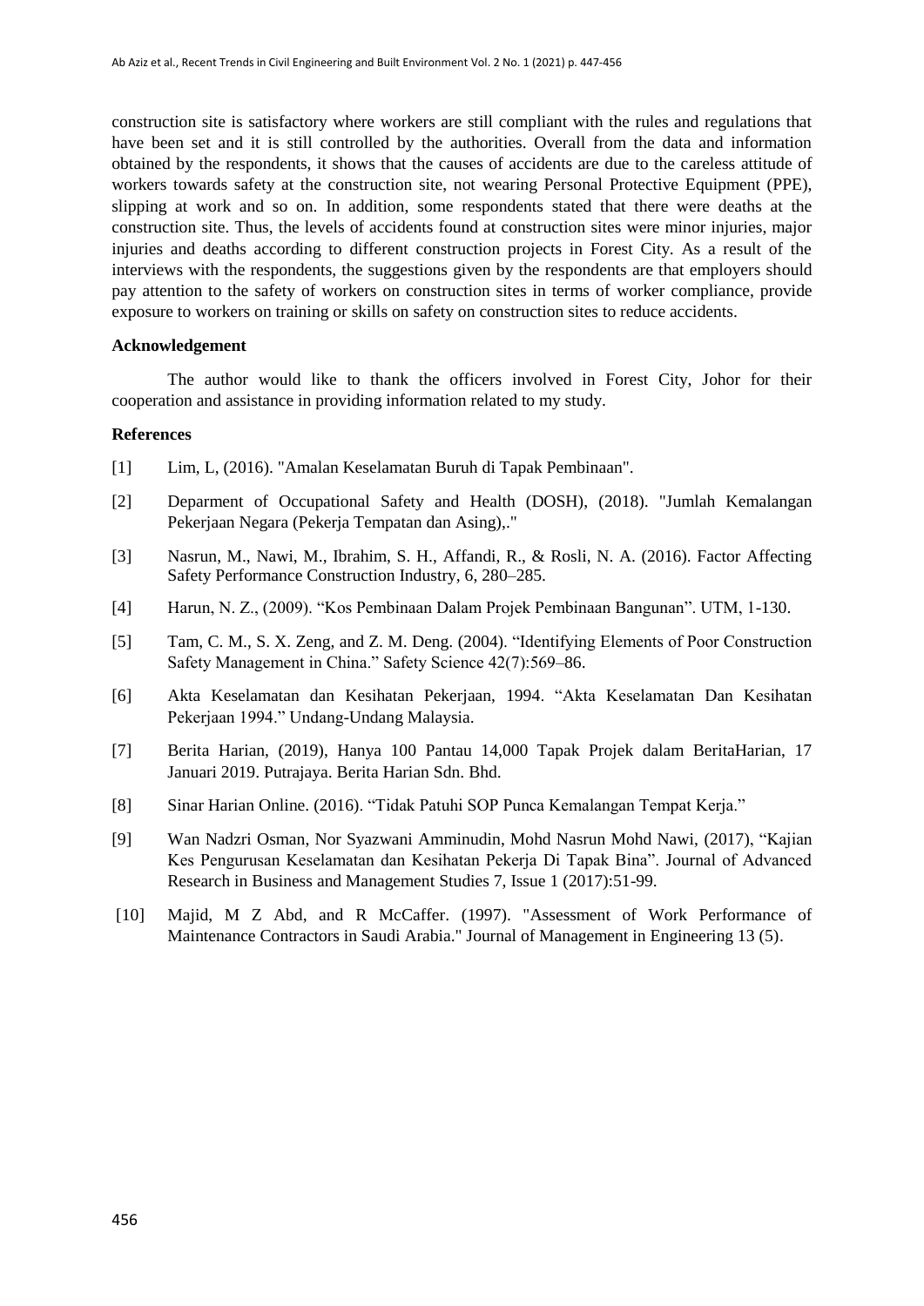construction site is satisfactory where workers are still compliant with the rules and regulations that have been set and it is still controlled by the authorities. Overall from the data and information obtained by the respondents, it shows that the causes of accidents are due to the careless attitude of workers towards safety at the construction site, not wearing Personal Protective Equipment (PPE), slipping at work and so on. In addition, some respondents stated that there were deaths at the construction site. Thus, the levels of accidents found at construction sites were minor injuries, major injuries and deaths according to different construction projects in Forest City. As a result of the interviews with the respondents, the suggestions given by the respondents are that employers should pay attention to the safety of workers on construction sites in terms of worker compliance, provide exposure to workers on training or skills on safety on construction sites to reduce accidents.

## Acknowledgement

The author would like to thank the officers involved in Forest City, Johor for their cooperation and assistance in providing information related to my study.

## References

[1] Lim, L, (2016). "Amalan Keselamatan Buruh di Tapak Pembinaan".

[2] Deparment of Occupational Safety and Health (DOSH), (2018). "Jumlah Kemalangan Pekerjaan Negara (Pekerja Tempatan dan Asing),."

[3] Nasrun, M., Nawi, M., Ibrahim, S. H., Affandi, R., & Rosli, N. A. (2016). Factor Affecting Safety Performance Construction Industry, 6, 280–285.

[4] Harun, N. Z., (2009). "Kos Pembinaan Dalam Projek Pembinaan Bangunan". UTM, 1-130.

[5] Tam, C. M., S. X. Zeng, and Z. M. Deng. (2004). "Identifying Elements of Poor Construction Safety Management in China." Safety Science 42(7):569–86.

[6] Akta Keselamatan dan Kesihatan Pekerjaan, 1994. "Akta Keselamatan Dan Kesihatan Pekerjaan 1994." Undang-Undang Malaysia.

[7] Berita Harian, (2019), Hanya 100 Pantau 14,000 Tapak Projek dalam BeritaHarian, 17 Januari 2019. Putrajaya. Berita Harian Sdn. Bhd.

[8] Sinar Harian Online. (2016). "Tidak Patuhi SOP Punca Kemalangan Tempat Kerja."

[9] Wan Nadzri Osman, Nor Syazwani Amminudin, Mohd Nasrun Mohd Nawi, (2017), "Kajian Kes Pengurusan Keselamatan dan Kesihatan Pekerja Di Tapak Bina". Journal of Advanced Research in Business and Management Studies 7, Issue 1 (2017):51-99.

[10] Majid, M Z Abd, and R McCaffer. (1997). "Assessment of Work Performance of Maintenance Contractors in Saudi Arabia." Journal of Management in Engineering 13 (5).